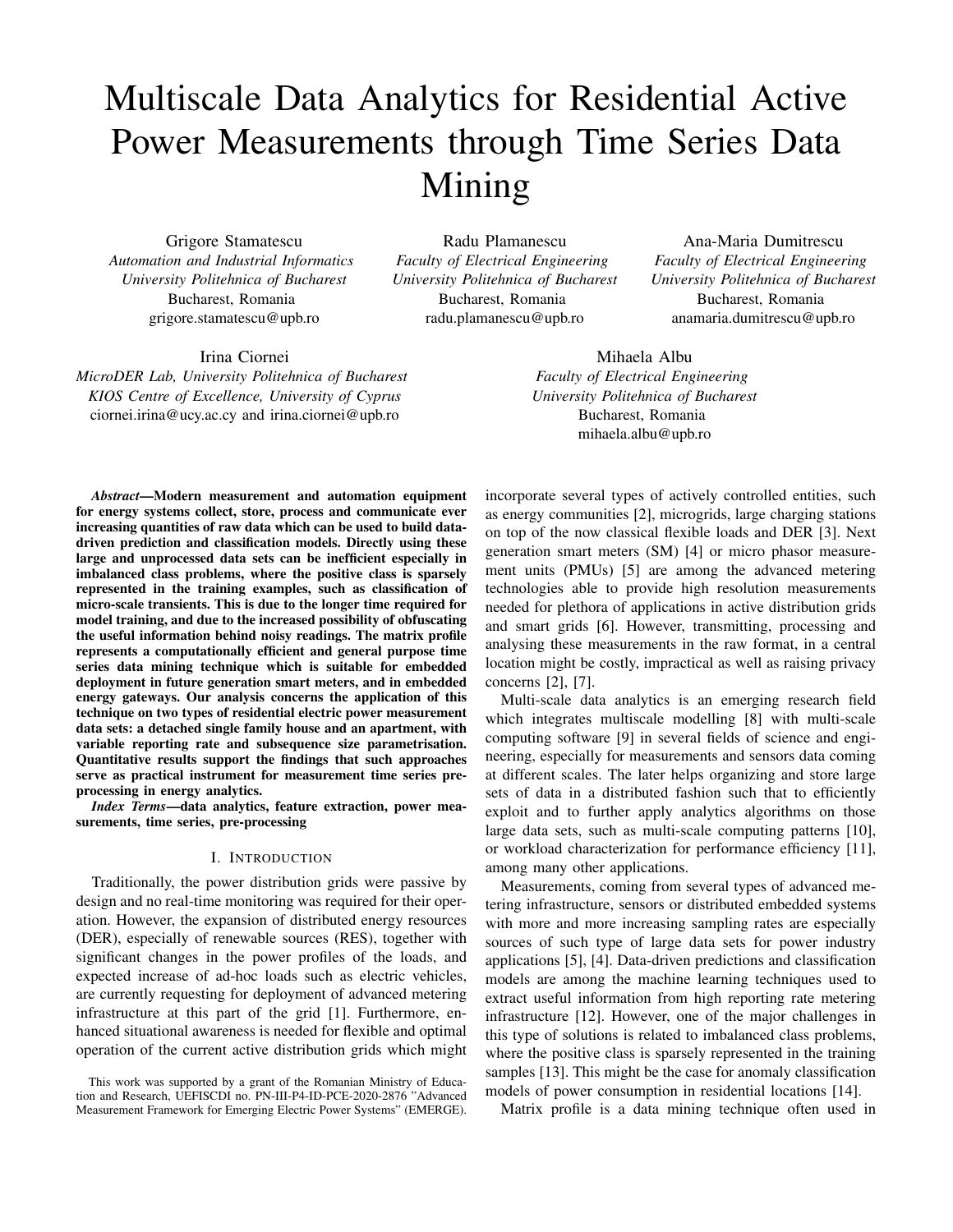# Multiscale Data Analytics for Residential Active Power Measurements through Time Series Data Mining

Grigore Stamatescu
*Automation and Industrial Informatics*
*University Politehnica of Bucharest*
Bucharest, Romania
grigore.stamatescu@upb.ro

Radu Plamanescu
*Faculty of Electrical Engineering*
*University Politehnica of Bucharest*
Bucharest, Romania
radu.plamanescu@upb.ro

Ana-Maria Dumitrescu
*Faculty of Electrical Engineering*
*University Politehnica of Bucharest*
Bucharest, Romania
anamaria.dumitrescu@upb.ro

Irina Ciornei
*MicroDER Lab, University Politehnica of Bucharest*
*KIOS Centre of Excellence, University of Cyprus*
ciornei.irina@ucy.ac.cy and irina.ciornei@upb.ro

Mihaela Albu
*Faculty of Electrical Engineering*
*University Politehnica of Bucharest*
Bucharest, Romania
mihaela.albu@upb.ro

***Abstract*—Modern measurement and automation equipment for energy systems collect, store, process and communicate ever increasing quantities of raw data which can be used to build data-driven prediction and classification models. Directly using these large and unprocessed data sets can be inefficient especially in imbalanced class problems, where the positive class is sparsely represented in the training examples, such as classification of micro-scale transients. This is due to the longer time required for model training, and due to the increased possibility of obfuscating the useful information behind noisy readings. The matrix profile represents a computationally efficient and general purpose time series data mining technique which is suitable for embedded deployment in future generation smart meters, and in embedded energy gateways. Our analysis concerns the application of this technique on two types of residential electric power measurement data sets: a detached single family house and an apartment, with variable reporting rate and subsequence size parametrisation. Quantitative results support the findings that such approaches serve as practical instrument for measurement time series pre-processing in energy analytics.**

***Index Terms*—data analytics, feature extraction, power measurements, time series, pre-processing**

## I. Introduction

Traditionally, the power distribution grids were passive by design and no real-time monitoring was required for their operation. However, the expansion of distributed energy resources (DER), especially of renewable sources (RES), together with significant changes in the power profiles of the loads, and expected increase of ad-hoc loads such as electric vehicles, are currently requesting for deployment of advanced metering infrastructure at this part of the grid [1]. Furthermore, enhanced situational awareness is needed for flexible and optimal operation of the current active distribution grids which might incorporate several types of actively controlled entities, such as energy communities [2], microgrids, large charging stations on top of the now classical flexible loads and DER [3]. Next generation smart meters (SM) [4] or micro phasor measurement units (PMUs) [5] are among the advanced metering technologies able to provide high resolution measurements needed for plethora of applications in active distribution grids and smart grids [6]. However, transmitting, processing and analysing these measurements in the raw format, in a central location might be costly, impractical as well as raising privacy concerns [2], [7].

Multi-scale data analytics is an emerging research field which integrates multiscale modelling [8] with multi-scale computing software [9] in several fields of science and engineering, especially for measurements and sensors data coming at different scales. The later helps organizing and store large sets of data in a distributed fashion such that to efficiently exploit and to further apply analytics algorithms on those large data sets, such as multi-scale computing patterns [10], or workload characterization for performance efficiency [11], among many other applications.

Measurements, coming from several types of advanced metering infrastructure, sensors or distributed embedded systems with more and more increasing sampling rates are especially sources of such type of large data sets for power industry applications [5], [4]. Data-driven predictions and classification models are among the machine learning techniques used to extract useful information from high reporting rate metering infrastructure [12]. However, one of the major challenges in this type of solutions is related to imbalanced class problems, where the positive class is sparsely represented in the training samples [13]. This might be the case for anomaly classification models of power consumption in residential locations [14].

Matrix profile is a data mining technique often used in

This work was supported by a grant of the Romanian Ministry of Education and Research, UEFISCDI no. PN-III-P4-ID-PCE-2020-2876 "Advanced Measurement Framework for Emerging Electric Power Systems" (EMERGE).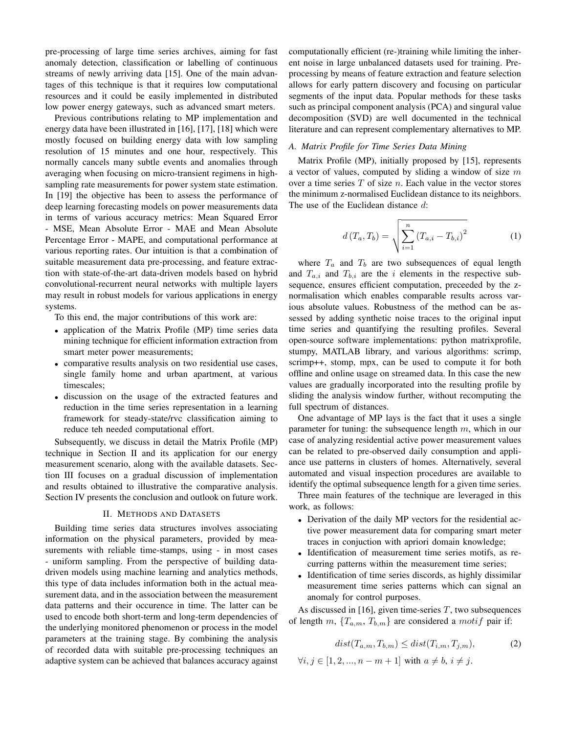pre-processing of large time series archives, aiming for fast anomaly detection, classification or labelling of continuous streams of newly arriving data [15]. One of the main advantages of this technique is that it requires low computational resources and it could be easily implemented in distributed low power energy gateways, such as advanced smart meters.

Previous contributions relating to MP implementation and energy data have been illustrated in [16], [17], [18] which were mostly focused on building energy data with low sampling resolution of 15 minutes and one hour, respectively. This normally cancels many subtle events and anomalies through averaging when focusing on micro-transient regimens in high-sampling rate measurements for power system state estimation. In [19] the objective has been to assess the performance of deep learning forecasting models on power measurements data in terms of various accuracy metrics: Mean Squared Error - MSE, Mean Absolute Error - MAE and Mean Absolute Percentage Error - MAPE, and computational performance at various reporting rates. Our intuition is that a combination of suitable measurement data pre-processing, and feature extraction with state-of-the-art data-driven models based on hybrid convolutional-recurrent neural networks with multiple layers may result in robust models for various applications in energy systems.

To this end, the major contributions of this work are:

- application of the Matrix Profile (MP) time series data mining technique for efficient information extraction from smart meter power measurements;
- comparative results analysis on two residential use cases, single family home and urban apartment, at various timescales;
- discussion on the usage of the extracted features and reduction in the time series representation in a learning framework for steady-state/rvc classification aiming to reduce teh needed computational effort.

Subsequently, we discuss in detail the Matrix Profile (MP) technique in Section II and its application for our energy measurement scenario, along with the available datasets. Section III focuses on a gradual discussion of implementation and results obtained to illustrative the comparative analysis. Section IV presents the conclusion and outlook on future work.

## II. Methods and Datasets

Building time series data structures involves associating information on the physical parameters, provided by measurements with reliable time-stamps, using - in most cases - uniform sampling. From the perspective of building data-driven models using machine learning and analytics methods, this type of data includes information both in the actual measurement data, and in the association between the measurement data patterns and their occurence in time. The latter can be used to encode both short-term and long-term dependencies of the underlying monitored phenomenon or process in the model parameters at the training stage. By combining the analysis of recorded data with suitable pre-processing techniques an adaptive system can be achieved that balances accuracy against computationally efficient (re-)training while limiting the inherent noise in large unbalanced datasets used for training. Pre-processing by means of feature extraction and feature selection allows for early pattern discovery and focusing on particular segments of the input data. Popular methods for these tasks such as principal component analysis (PCA) and singural value decomposition (SVD) are well documented in the technical literature and can represent complementary alternatives to MP.

### A. Matrix Profile for Time Series Data Mining

Matrix Profile (MP), initially proposed by [15], represents a vector of values, computed by sliding a window of size $m$ over a time series $T$ of size $n$. Each value in the vector stores the minimum z-normalised Euclidean distance to its neighbors. The use of the Euclidean distance $d$:

$$d\left(T_a, T_b\right) = \sqrt{\sum_{i=1}^{n} \left(T_{a,i} - T_{b,i}\right)^2} \tag{1}$$

where $T_a$ and $T_b$ are two subsequences of equal length and $T_{a,i}$ and $T_{b,i}$ are the $i$ elements in the respective subsequence, ensures efficient computation, preceeded by the z-normalisation which enables comparable results across various absolute values. Robustness of the method can be assessed by adding synthetic noise traces to the original input time series and quantifying the resulting profiles. Several open-source software implementations: python matrixprofile, stumpy, MATLAB library, and various algorithms: scrimp, scrimp++, stomp, mpx, can be used to compute it for both offline and online usage on streamed data. In this case the new values are gradually incorporated into the resulting profile by sliding the analysis window further, without recomputing the full spectrum of distances.

One advantage of MP lays is the fact that it uses a single parameter for tuning: the subsequence length $m$, which in our case of analyzing residential active power measurement values can be related to pre-observed daily consumption and appliance use patterns in clusters of homes. Alternatively, several automated and visual inspection procedures are available to identify the optimal subsequence length for a given time series.

Three main features of the technique are leveraged in this work, as follows:

- Derivation of the daily MP vectors for the residential active power measurement data for comparing smart meter traces in conjuction with apriori domain knowledge;
- Identification of measurement time series motifs, as recurring patterns within the measurement time series;
- Identification of time series discords, as highly dissimilar measurement time series patterns which can signal an anomaly for control purposes.

As discussed in [16], given time-series $T$, two subsequences of length $m$, $\{T_{a,m}, T_{b,m}\}$ are considered a $motif$ pair if:

$$dist(T_{a,m}, T_{b,m}) \leq dist(T_{i,m}, T_{j,m}), \tag{2}$$

$\forall i, j \in [1, 2, ..., n-m+1]$ with $a \neq b$, $i \neq j$.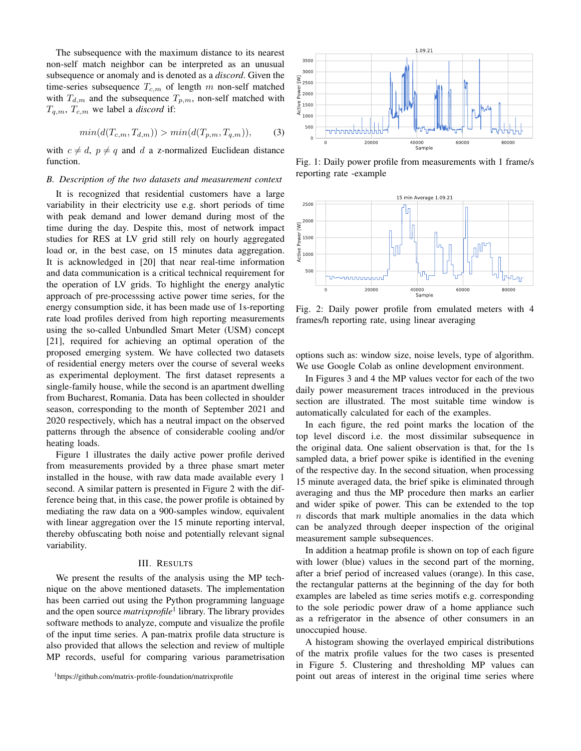The subsequence with the maximum distance to its nearest non-self match neighbor can be interpreted as an unusual subsequence or anomaly and is denoted as a *discord*. Given the time-series subsequence $T_{c,m}$ of length $m$ non-self matched with $T_{d,m}$ and the subsequence $T_{p,m}$, non-self matched with $T_{q,m}$, $T_{c,m}$ we label a *discord* if:

$$min(d(T_{c,m}, T_{d,m})) > min(d(T_{p,m}, T_{q,m})), \qquad (3)$$

with $c \neq d$, $p \neq q$ and $d$ a z-normalized Euclidean distance function.

### B. Description of the two datasets and measurement context

It is recognized that residential customers have a large variability in their electricity use e.g. short periods of time with peak demand and lower demand during most of the time during the day. Despite this, most of network impact studies for RES at LV grid still rely on hourly aggregated load or, in the best case, on 15 minutes data aggregation. It is acknowledged in [20] that near real-time information and data communication is a critical technical requirement for the operation of LV grids. To highlight the energy analytic approach of pre-processsing active power time series, for the energy consumption side, it has been made use of 1s-reporting rate load profiles derived from high reporting measurements using the so-called Unbundled Smart Meter (USM) concept [21], required for achieving an optimal operation of the proposed emerging system. We have collected two datasets of residential energy meters over the course of several weeks as experimental deployment. The first dataset represents a single-family house, while the second is an apartment dwelling from Bucharest, Romania. Data has been collected in shoulder season, corresponding to the month of September 2021 and 2020 respectively, which has a neutral impact on the observed patterns through the absence of considerable cooling and/or heating loads.

Figure 1 illustrates the daily active power profile derived from measurements provided by a three phase smart meter installed in the house, with raw data made available every 1 second. A similar pattern is presented in Figure 2 with the difference being that, in this case, the power profile is obtained by mediating the raw data on a 900-samples window, equivalent with linear aggregation over the 15 minute reporting interval, thereby obfuscating both noise and potentially relevant signal variability.

Fig. 1: Daily power profile from measurements with 1 frame/s reporting rate -example

Fig. 2: Daily power profile from emulated meters with 4 frames/h reporting rate, using linear averaging

## III. Results

We present the results of the analysis using the MP technique on the above mentioned datasets. The implementation has been carried out using the Python programming language and the open source *matrixprofile*[1] library. The library provides software methods to analyze, compute and visualize the profile of the input time series. A pan-matrix profile data structure is also provided that allows the selection and review of multiple MP records, useful for comparing various parametrisation options such as: window size, noise levels, type of algorithm. We use Google Colab as online development environment.

In Figures 3 and 4 the MP values vector for each of the two daily power measurement traces introduced in the previous section are illustrated. The most suitable time window is automatically calculated for each of the examples.

In each figure, the red point marks the location of the top level discord i.e. the most dissimilar subsequence in the original data. One salient observation is that, for the 1s sampled data, a brief power spike is identified in the evening of the respective day. In the second situation, when processing 15 minute averaged data, the brief spike is eliminated through averaging and thus the MP procedure then marks an earlier and wider spike of power. This can be extended to the top $n$ discords that mark multiple anomalies in the data which can be analyzed through deeper inspection of the original measurement sample subsequences.

In addition a heatmap profile is shown on top of each figure with lower (blue) values in the second part of the morning, after a brief period of increased values (orange). In this case, the rectangular patterns at the beginning of the day for both examples are labeled as time series motifs e.g. corresponding to the sole periodic power draw of a home appliance such as a refrigerator in the absence of other consumers in an unoccupied house.

A histogram showing the overlayed empirical distributions of the matrix profile values for the two cases is presented in Figure 5. Clustering and thresholding MP values can point out areas of interest in the original time series where

[1] https://github.com/matrix-profile-foundation/matrixprofile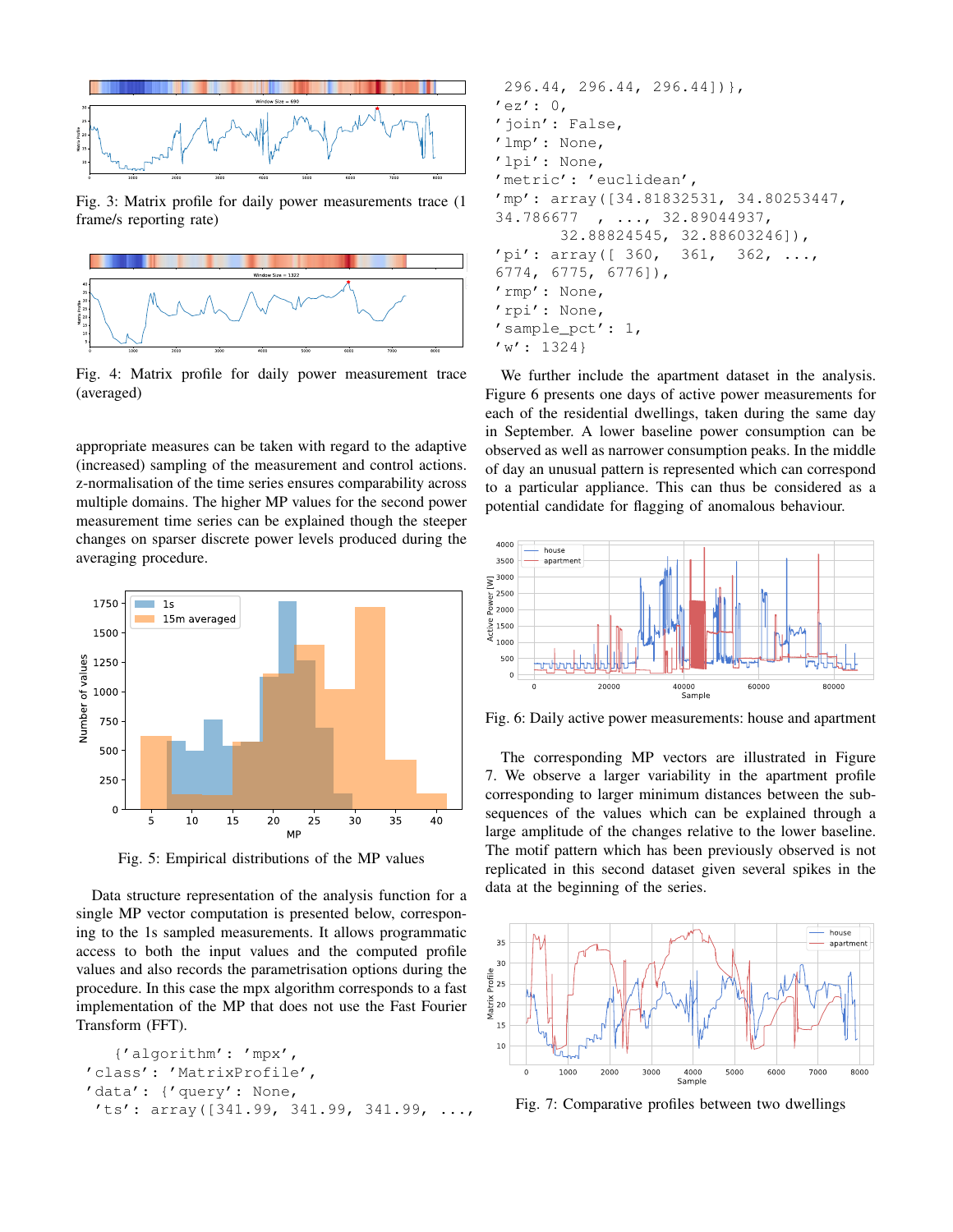Fig. 3: Matrix profile for daily power measurements trace (1 frame/s reporting rate)

Fig. 4: Matrix profile for daily power measurement trace (averaged)

appropriate measures can be taken with regard to the adaptive (increased) sampling of the measurement and control actions. z-normalisation of the time series ensures comparability across multiple domains. The higher MP values for the second power measurement time series can be explained though the steeper changes on sparser discrete power levels produced during the averaging procedure.

Fig. 5: Empirical distributions of the MP values

Data structure representation of the analysis function for a single MP vector computation is presented below, corresponding to the 1s sampled measurements. It allows programmatic access to both the input values and the computed profile values and also records the parametrisation options during the procedure. In this case the mpx algorithm corresponds to a fast implementation of the MP that does not use the Fast Fourier Transform (FFT).

```
{'algorithm': 'mpx',
'class': 'MatrixProfile',
'data': {'query': None,
 'ts': array([341.99, 341.99, 341.99, ...,
 296.44, 296.44, 296.44])},
'ez': 0,
'join': False,
'lmp': None,
'lpi': None,
'metric': 'euclidean',
'mp': array([34.81832531, 34.80253447,
34.786677  , ..., 32.89044937,
       32.88824545, 32.88603246]),
'pi': array([ 360,  361,  362, ...,
6774, 6775, 6776]),
'rmp': None,
'rpi': None,
'sample_pct': 1,
'w': 1324}
```

We further include the apartment dataset in the analysis. Figure 6 presents one days of active power measurements for each of the residential dwellings, taken during the same day in September. A lower baseline power consumption can be observed as well as narrower consumption peaks. In the middle of day an unusual pattern is represented which can correspond to a particular appliance. This can thus be considered as a potential candidate for flagging of anomalous behaviour.

Fig. 6: Daily active power measurements: house and apartment

The corresponding MP vectors are illustrated in Figure 7. We observe a larger variability in the apartment profile corresponding to larger minimum distances between the subsequences of the values which can be explained through a large amplitude of the changes relative to the lower baseline. The motif pattern which has been previously observed is not replicated in this second dataset given several spikes in the data at the beginning of the series.

Fig. 7: Comparative profiles between two dwellings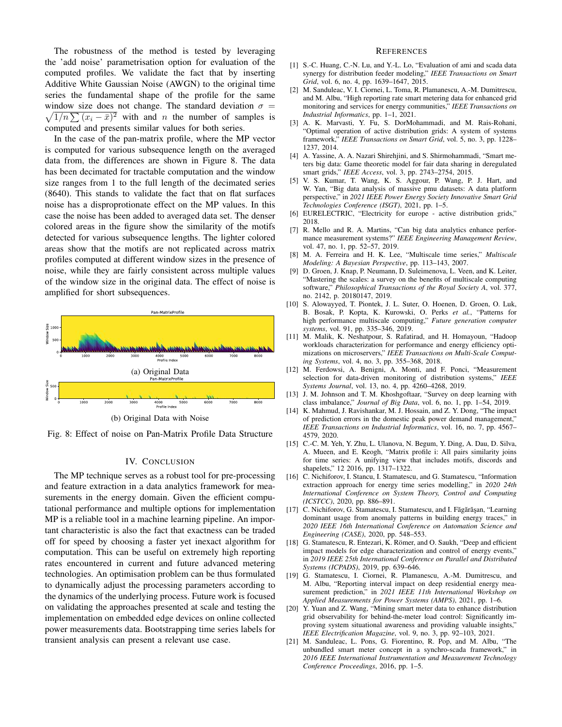The robustness of the method is tested by leveraging the 'add noise' parametrisation option for evaluation of the computed profiles. We validate the fact that by inserting Additive White Gaussian Noise (AWGN) to the original time series the fundamental shape of the profile for the same window size does not change. The standard deviation $\sigma = \sqrt{1/n \sum (x_i - \bar{x})^2}$ with and $n$ the number of samples is computed and presents similar values for both series.

In the case of the pan-matrix profile, where the MP vector is computed for various subsequence length on the averaged data from, the differences are shown in Figure 8. The data has been decimated for tractable computation and the window size ranges from 1 to the full length of the decimated series (8640). This stands to validate the fact that on flat surfaces noise has a disproprotionate effect on the MP values. In this case the noise has been added to averaged data set. The denser colored areas in the figure show the similarity of the motifs detected for various subsequence lengths. The lighter colored areas show that the motifs are not replicated across matrix profiles computed at different window sizes in the presence of noise, while they are fairly consistent across multiple values of the window size in the original data. The effect of noise is amplified for short subsequences.

Pan-MatrixProfile

Window Size

1000

500

0

0 1000 2000 3000 4000 5000 6000 7000 8000

Profile Index

(a) Original Data

Pan-MatrixProfile

Window Size

500

0

0 1000 2000 3000 4000 5000 6000 7000 8000

Profile Index

(b) Original Data with Noise

Fig. 8: Effect of noise on Pan-Matrix Profile Data Structure

## IV. Conclusion

The MP technique serves as a robust tool for pre-processing and feature extraction in a data analytics framework for measurements in the energy domain. Given the efficient computational performance and multiple options for implementation MP is a reliable tool in a machine learning pipeline. An important characteristic is also the fact that exactness can be traded off for speed by choosing a faster yet inexact algorithm for computation. This can be useful on extremely high reporting rates encountered in current and future advanced metering technologies. An optimisation problem can be thus formulated to dynamically adjust the processing parameters according to the dynamics of the underlying process. Future work is focused on validating the approaches presented at scale and testing the implementation on embedded edge devices on online collected power measurements data. Bootstrapping time series labels for transient analysis can present a relevant use case.

## References

[1] S.-C. Huang, C.-N. Lu, and Y.-L. Lo, "Evaluation of ami and scada data synergy for distribution feeder modeling," *IEEE Transactions on Smart Grid*, vol. 6, no. 4, pp. 1639–1647, 2015.

[2] M. Sanduleac, V. I. Ciornei, L. Toma, R. Plamanescu, A.-M. Dumitrescu, and M. Albu, "High reporting rate smart metering data for enhanced grid monitoring and services for energy communities," *IEEE Transactions on Industrial Informatics*, pp. 1–1, 2021.

[3] A. K. Marvasti, Y. Fu, S. DorMohammadi, and M. Rais-Rohani, "Optimal operation of active distribution grids: A system of systems framework," *IEEE Transactions on Smart Grid*, vol. 5, no. 3, pp. 1228–1237, 2014.

[4] A. Yassine, A. A. Nazari Shirehjini, and S. Shirmohammadi, "Smart meters big data: Game theoretic model for fair data sharing in deregulated smart grids," *IEEE Access*, vol. 3, pp. 2743–2754, 2015.

[5] V. S. Kumar, T. Wang, K. S. Aggour, P. Wang, P. J. Hart, and W. Yan, "Big data analysis of massive pmu datasets: A data platform perspective," in *2021 IEEE Power Energy Society Innovative Smart Grid Technologies Conference (ISGT)*, 2021, pp. 1–5.

[6] EURELECTRIC, "Electricity for europe - active distribution grids," 2018.

[7] R. Mello and R. A. Martins, "Can big data analytics enhance performance measurement systems?" *IEEE Engineering Management Review*, vol. 47, no. 1, pp. 52–57, 2019.

[8] M. A. Ferreira and H. K. Lee, "Multiscale time series," *Multiscale Modeling: A Bayesian Perspective*, pp. 113–143, 2007.

[9] D. Groen, J. Knap, P. Neumann, D. Suleimenova, L. Veen, and K. Leiter, "Mastering the scales: a survey on the benefits of multiscale computing software," *Philosophical Transactions of the Royal Society A*, vol. 377, no. 2142, p. 20180147, 2019.

[10] S. Alowayyed, T. Piontek, J. L. Suter, O. Hoenen, D. Groen, O. Luk, B. Bosak, P. Kopta, K. Kurowski, O. Perks *et al.*, "Patterns for high performance multiscale computing," *Future generation computer systems*, vol. 91, pp. 335–346, 2019.

[11] M. Malik, K. Neshatpour, S. Rafatirad, and H. Homayoun, "Hadoop workloads characterization for performance and energy efficiency optimizations on microservers," *IEEE Transactions on Multi-Scale Computing Systems*, vol. 4, no. 3, pp. 355–368, 2018.

[12] M. Ferdowsi, A. Benigni, A. Monti, and F. Ponci, "Measurement selection for data-driven monitoring of distribution systems," *IEEE Systems Journal*, vol. 13, no. 4, pp. 4260–4268, 2019.

[13] J. M. Johnson and T. M. Khoshgoftaar, "Survey on deep learning with class imbalance," *Journal of Big Data*, vol. 6, no. 1, pp. 1–54, 2019.

[14] K. Mahmud, J. Ravishankar, M. J. Hossain, and Z. Y. Dong, "The impact of prediction errors in the domestic peak power demand management," *IEEE Transactions on Industrial Informatics*, vol. 16, no. 7, pp. 4567–4579, 2020.

[15] C.-C. M. Yeh, Y. Zhu, L. Ulanova, N. Begum, Y. Ding, A. Dau, D. Silva, A. Mueen, and E. Keogh, "Matrix profile i: All pairs similarity joins for time series: A unifying view that includes motifs, discords and shapelets," 12 2016, pp. 1317–1322.

[16] C. Nichiforov, I. Stancu, I. Stamatescu, and G. Stamatescu, "Information extraction approach for energy time series modelling," in *2020 24th International Conference on System Theory, Control and Computing (ICSTCC)*, 2020, pp. 886–891.

[17] C. Nichiforov, G. Stamatescu, I. Stamatescu, and I. Făgărăşan, "Learning dominant usage from anomaly patterns in building energy traces," in *2020 IEEE 16th International Conference on Automation Science and Engineering (CASE)*, 2020, pp. 548–553.

[18] G. Stamatescu, R. Entezari, K. Römer, and O. Saukh, "Deep and efficient impact models for edge characterization and control of energy events," in *2019 IEEE 25th International Conference on Parallel and Distributed Systems (ICPADS)*, 2019, pp. 639–646.

[19] G. Stamatescu, I. Ciornei, R. Plamanescu, A.-M. Dumitrescu, and M. Albu, "Reporting interval impact on deep residential energy measurement prediction," in *2021 IEEE 11th International Workshop on Applied Measurements for Power Systems (AMPS)*, 2021, pp. 1–6.

[20] Y. Yuan and Z. Wang, "Mining smart meter data to enhance distribution grid observability for behind-the-meter load control: Significantly improving system situational awareness and providing valuable insights," *IEEE Electrification Magazine*, vol. 9, no. 3, pp. 92–103, 2021.

[21] M. Sanduleac, L. Pons, G. Fiorentino, R. Pop, and M. Albu, "The unbundled smart meter concept in a synchro-scada framework," in *2016 IEEE International Instrumentation and Measurement Technology Conference Proceedings*, 2016, pp. 1–5.